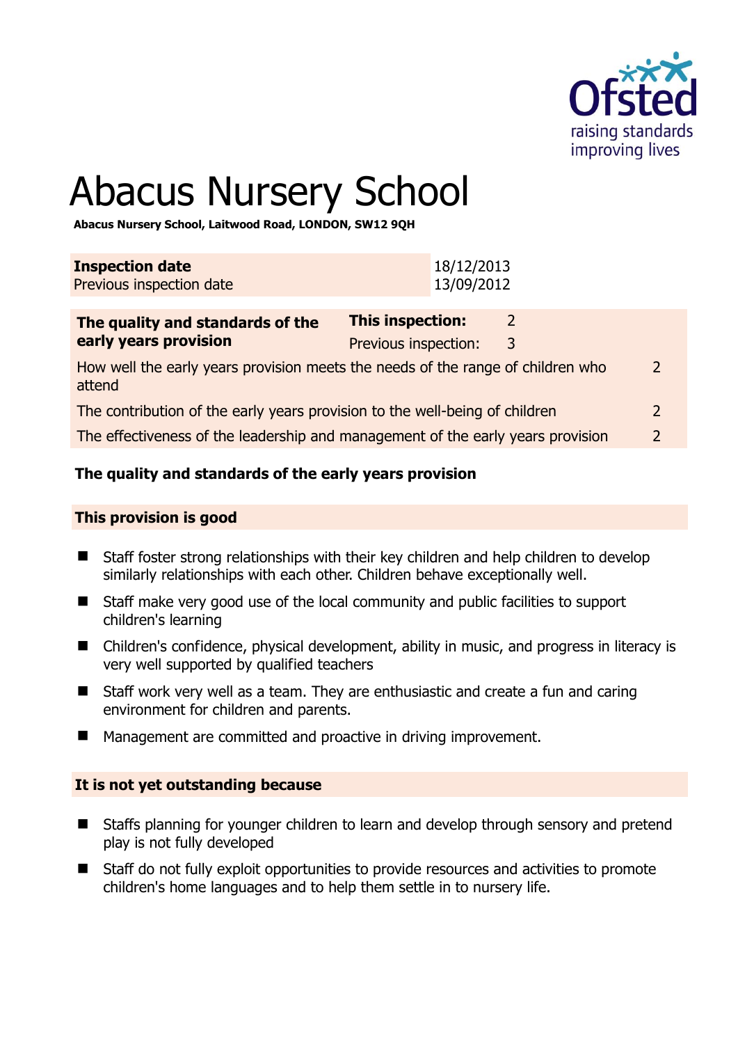# Abacus Nursery School

**Abacus Nursery School, Laitwood Road, LONDON, SW12 9QH**

| **Inspection date** | 18/12/2013 |
|---|---|
| Previous inspection date | 13/09/2012 |

| **The quality and standards of the early years provision** | **This inspection:** 2 | |
|---|---|---|
| | Previous inspection: 3 | |
| How well the early years provision meets the needs of the range of children who attend | | 2 |
| The contribution of the early years provision to the well-being of children | | 2 |
| The effectiveness of the leadership and management of the early years provision | | 2 |

## The quality and standards of the early years provision

### This provision is good

- Staff foster strong relationships with their key children and help children to develop similarly relationships with each other. Children behave exceptionally well.
- Staff make very good use of the local community and public facilities to support children's learning
- Children's confidence, physical development, ability in music, and progress in literacy is very well supported by qualified teachers
- Staff work very well as a team. They are enthusiastic and create a fun and caring environment for children and parents.
- Management are committed and proactive in driving improvement.

### It is not yet outstanding because

- Staffs planning for younger children to learn and develop through sensory and pretend play is not fully developed
- Staff do not fully exploit opportunities to provide resources and activities to promote children's home languages and to help them settle in to nursery life.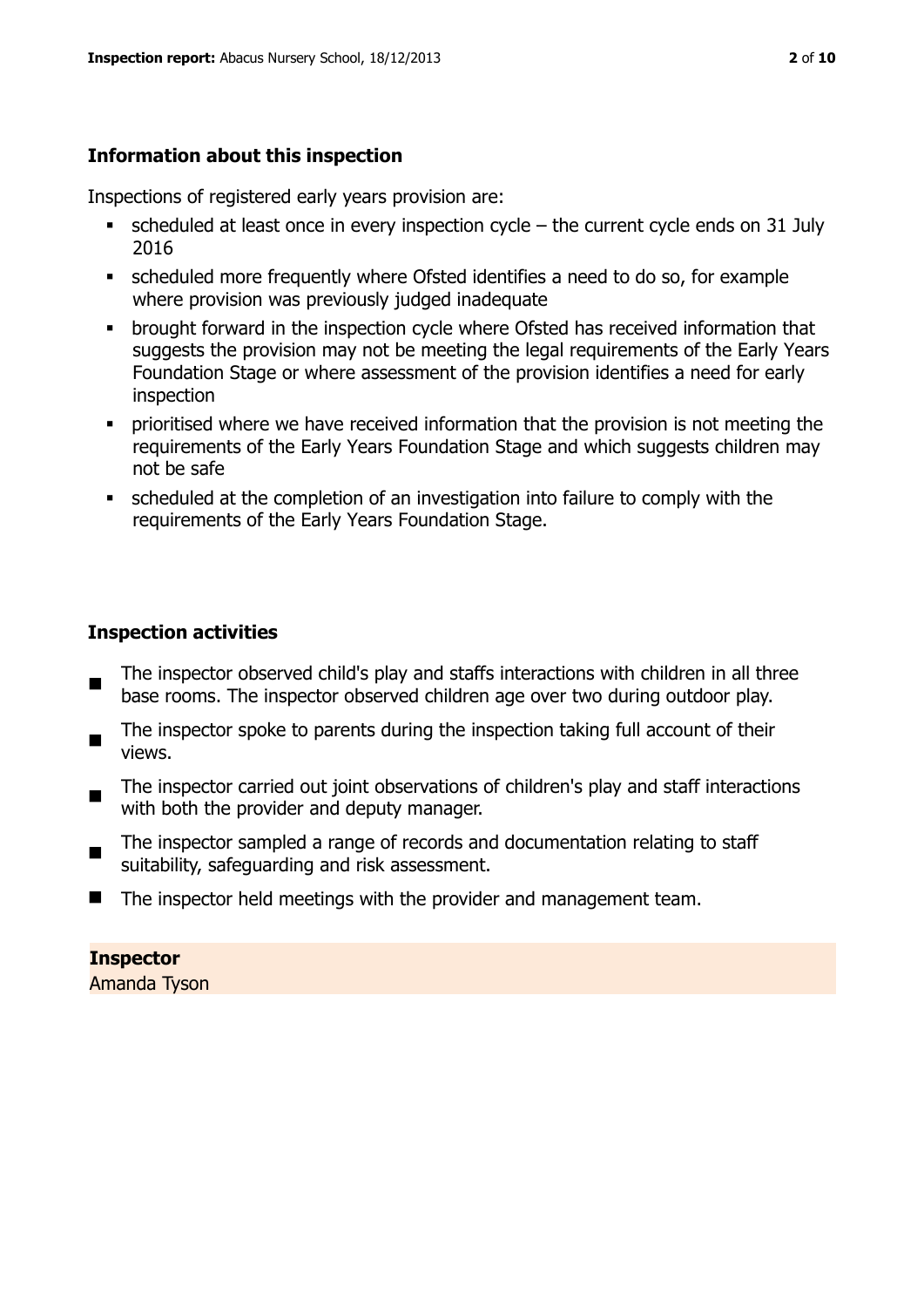### Information about this inspection

Inspections of registered early years provision are:

- scheduled at least once in every inspection cycle – the current cycle ends on 31 July 2016
- scheduled more frequently where Ofsted identifies a need to do so, for example where provision was previously judged inadequate
- brought forward in the inspection cycle where Ofsted has received information that suggests the provision may not be meeting the legal requirements of the Early Years Foundation Stage or where assessment of the provision identifies a need for early inspection
- prioritised where we have received information that the provision is not meeting the requirements of the Early Years Foundation Stage and which suggests children may not be safe
- scheduled at the completion of an investigation into failure to comply with the requirements of the Early Years Foundation Stage.

### Inspection activities

- The inspector observed child's play and staffs interactions with children in all three base rooms. The inspector observed children age over two during outdoor play.
- The inspector spoke to parents during the inspection taking full account of their views.
- The inspector carried out joint observations of children's play and staff interactions with both the provider and deputy manager.
- The inspector sampled a range of records and documentation relating to staff suitability, safeguarding and risk assessment.
- The inspector held meetings with the provider and management team.

**Inspector**
Amanda Tyson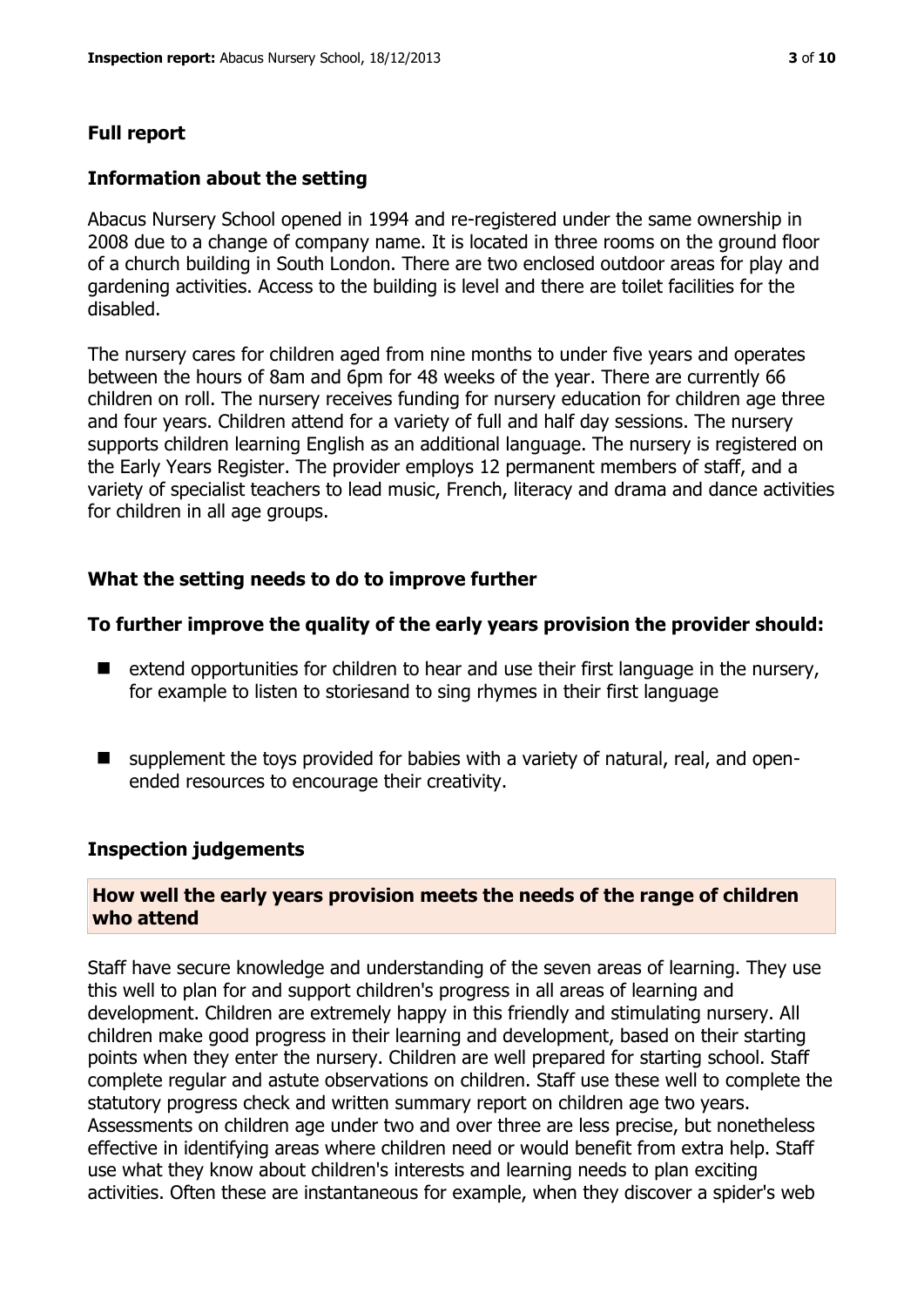## Full report

### Information about the setting

Abacus Nursery School opened in 1994 and re-registered under the same ownership in 2008 due to a change of company name. It is located in three rooms on the ground floor of a church building in South London. There are two enclosed outdoor areas for play and gardening activities. Access to the building is level and there are toilet facilities for the disabled.

The nursery cares for children aged from nine months to under five years and operates between the hours of 8am and 6pm for 48 weeks of the year. There are currently 66 children on roll. The nursery receives funding for nursery education for children age three and four years. Children attend for a variety of full and half day sessions. The nursery supports children learning English as an additional language. The nursery is registered on the Early Years Register. The provider employs 12 permanent members of staff, and a variety of specialist teachers to lead music, French, literacy and drama and dance activities for children in all age groups.

### What the setting needs to do to improve further

### To further improve the quality of the early years provision the provider should:

- extend opportunities for children to hear and use their first language in the nursery, for example to listen to storiesand to sing rhymes in their first language
- supplement the toys provided for babies with a variety of natural, real, and open-ended resources to encourage their creativity.

### Inspection judgements

#### How well the early years provision meets the needs of the range of children who attend

Staff have secure knowledge and understanding of the seven areas of learning. They use this well to plan for and support children's progress in all areas of learning and development. Children are extremely happy in this friendly and stimulating nursery. All children make good progress in their learning and development, based on their starting points when they enter the nursery. Children are well prepared for starting school. Staff complete regular and astute observations on children. Staff use these well to complete the statutory progress check and written summary report on children age two years. Assessments on children age under two and over three are less precise, but nonetheless effective in identifying areas where children need or would benefit from extra help. Staff use what they know about children's interests and learning needs to plan exciting activities. Often these are instantaneous for example, when they discover a spider's web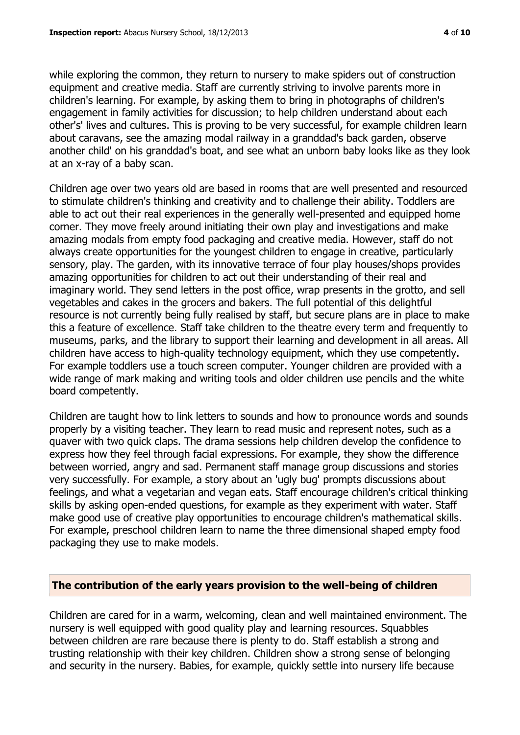while exploring the common, they return to nursery to make spiders out of construction equipment and creative media. Staff are currently striving to involve parents more in children's learning. For example, by asking them to bring in photographs of children's engagement in family activities for discussion; to help children understand about each other's' lives and cultures. This is proving to be very successful, for example children learn about caravans, see the amazing modal railway in a granddad's back garden, observe another child' on his granddad's boat, and see what an unborn baby looks like as they look at an x-ray of a baby scan.

Children age over two years old are based in rooms that are well presented and resourced to stimulate children's thinking and creativity and to challenge their ability. Toddlers are able to act out their real experiences in the generally well-presented and equipped home corner. They move freely around initiating their own play and investigations and make amazing modals from empty food packaging and creative media. However, staff do not always create opportunities for the youngest children to engage in creative, particularly sensory, play. The garden, with its innovative terrace of four play houses/shops provides amazing opportunities for children to act out their understanding of their real and imaginary world. They send letters in the post office, wrap presents in the grotto, and sell vegetables and cakes in the grocers and bakers. The full potential of this delightful resource is not currently being fully realised by staff, but secure plans are in place to make this a feature of excellence. Staff take children to the theatre every term and frequently to museums, parks, and the library to support their learning and development in all areas. All children have access to high-quality technology equipment, which they use competently. For example toddlers use a touch screen computer. Younger children are provided with a wide range of mark making and writing tools and older children use pencils and the white board competently.

Children are taught how to link letters to sounds and how to pronounce words and sounds properly by a visiting teacher. They learn to read music and represent notes, such as a quaver with two quick claps. The drama sessions help children develop the confidence to express how they feel through facial expressions. For example, they show the difference between worried, angry and sad. Permanent staff manage group discussions and stories very successfully. For example, a story about an 'ugly bug' prompts discussions about feelings, and what a vegetarian and vegan eats. Staff encourage children's critical thinking skills by asking open-ended questions, for example as they experiment with water. Staff make good use of creative play opportunities to encourage children's mathematical skills. For example, preschool children learn to name the three dimensional shaped empty food packaging they use to make models.

## The contribution of the early years provision to the well-being of children

Children are cared for in a warm, welcoming, clean and well maintained environment. The nursery is well equipped with good quality play and learning resources. Squabbles between children are rare because there is plenty to do. Staff establish a strong and trusting relationship with their key children. Children show a strong sense of belonging and security in the nursery. Babies, for example, quickly settle into nursery life because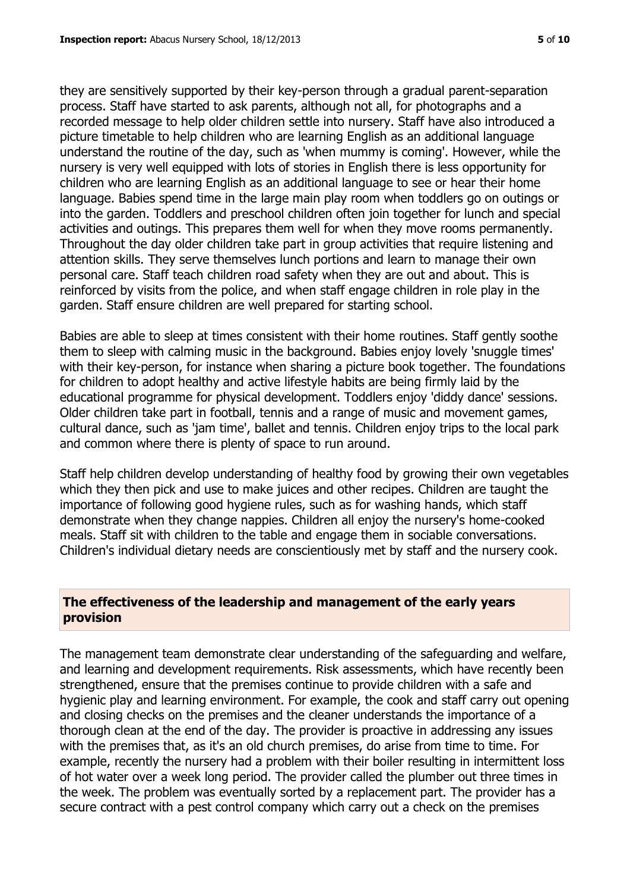they are sensitively supported by their key-person through a gradual parent-separation process. Staff have started to ask parents, although not all, for photographs and a recorded message to help older children settle into nursery. Staff have also introduced a picture timetable to help children who are learning English as an additional language understand the routine of the day, such as 'when mummy is coming'. However, while the nursery is very well equipped with lots of stories in English there is less opportunity for children who are learning English as an additional language to see or hear their home language. Babies spend time in the large main play room when toddlers go on outings or into the garden. Toddlers and preschool children often join together for lunch and special activities and outings. This prepares them well for when they move rooms permanently. Throughout the day older children take part in group activities that require listening and attention skills. They serve themselves lunch portions and learn to manage their own personal care. Staff teach children road safety when they are out and about. This is reinforced by visits from the police, and when staff engage children in role play in the garden. Staff ensure children are well prepared for starting school.

Babies are able to sleep at times consistent with their home routines. Staff gently soothe them to sleep with calming music in the background. Babies enjoy lovely 'snuggle times' with their key-person, for instance when sharing a picture book together. The foundations for children to adopt healthy and active lifestyle habits are being firmly laid by the educational programme for physical development. Toddlers enjoy 'diddy dance' sessions. Older children take part in football, tennis and a range of music and movement games, cultural dance, such as 'jam time', ballet and tennis. Children enjoy trips to the local park and common where there is plenty of space to run around.

Staff help children develop understanding of healthy food by growing their own vegetables which they then pick and use to make juices and other recipes. Children are taught the importance of following good hygiene rules, such as for washing hands, which staff demonstrate when they change nappies. Children all enjoy the nursery's home-cooked meals. Staff sit with children to the table and engage them in sociable conversations. Children's individual dietary needs are conscientiously met by staff and the nursery cook.

## The effectiveness of the leadership and management of the early years provision

The management team demonstrate clear understanding of the safeguarding and welfare, and learning and development requirements. Risk assessments, which have recently been strengthened, ensure that the premises continue to provide children with a safe and hygienic play and learning environment. For example, the cook and staff carry out opening and closing checks on the premises and the cleaner understands the importance of a thorough clean at the end of the day. The provider is proactive in addressing any issues with the premises that, as it's an old church premises, do arise from time to time. For example, recently the nursery had a problem with their boiler resulting in intermittent loss of hot water over a week long period. The provider called the plumber out three times in the week. The problem was eventually sorted by a replacement part. The provider has a secure contract with a pest control company which carry out a check on the premises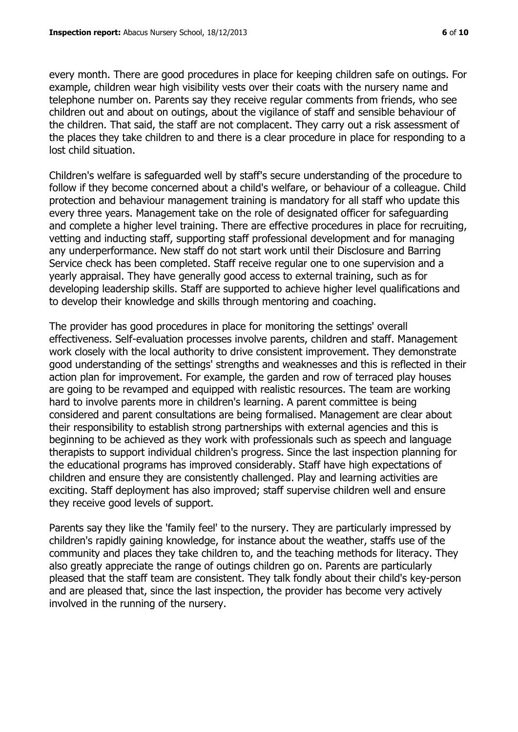every month. There are good procedures in place for keeping children safe on outings. For example, children wear high visibility vests over their coats with the nursery name and telephone number on. Parents say they receive regular comments from friends, who see children out and about on outings, about the vigilance of staff and sensible behaviour of the children. That said, the staff are not complacent. They carry out a risk assessment of the places they take children to and there is a clear procedure in place for responding to a lost child situation.

Children's welfare is safeguarded well by staff's secure understanding of the procedure to follow if they become concerned about a child's welfare, or behaviour of a colleague. Child protection and behaviour management training is mandatory for all staff who update this every three years. Management take on the role of designated officer for safeguarding and complete a higher level training. There are effective procedures in place for recruiting, vetting and inducting staff, supporting staff professional development and for managing any underperformance. New staff do not start work until their Disclosure and Barring Service check has been completed. Staff receive regular one to one supervision and a yearly appraisal. They have generally good access to external training, such as for developing leadership skills. Staff are supported to achieve higher level qualifications and to develop their knowledge and skills through mentoring and coaching.

The provider has good procedures in place for monitoring the settings' overall effectiveness. Self-evaluation processes involve parents, children and staff. Management work closely with the local authority to drive consistent improvement. They demonstrate good understanding of the settings' strengths and weaknesses and this is reflected in their action plan for improvement. For example, the garden and row of terraced play houses are going to be revamped and equipped with realistic resources. The team are working hard to involve parents more in children's learning. A parent committee is being considered and parent consultations are being formalised. Management are clear about their responsibility to establish strong partnerships with external agencies and this is beginning to be achieved as they work with professionals such as speech and language therapists to support individual children's progress. Since the last inspection planning for the educational programs has improved considerably. Staff have high expectations of children and ensure they are consistently challenged. Play and learning activities are exciting. Staff deployment has also improved; staff supervise children well and ensure they receive good levels of support.

Parents say they like the 'family feel' to the nursery. They are particularly impressed by children's rapidly gaining knowledge, for instance about the weather, staffs use of the community and places they take children to, and the teaching methods for literacy. They also greatly appreciate the range of outings children go on. Parents are particularly pleased that the staff team are consistent. They talk fondly about their child's key-person and are pleased that, since the last inspection, the provider has become very actively involved in the running of the nursery.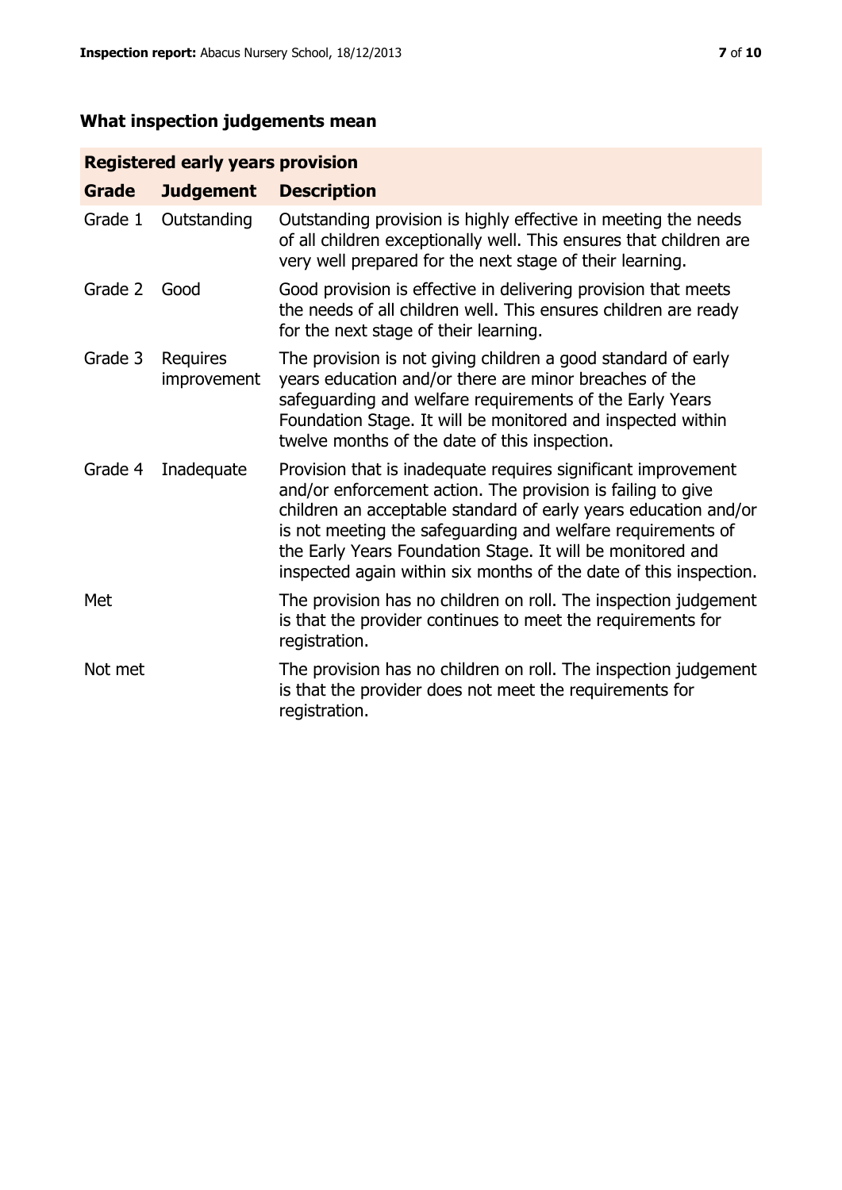## What inspection judgements mean

| Registered early years provision | | |
|---|---|---|
| **Grade** | **Judgement** | **Description** |
| Grade 1 | Outstanding | Outstanding provision is highly effective in meeting the needs of all children exceptionally well. This ensures that children are very well prepared for the next stage of their learning. |
| Grade 2 | Good | Good provision is effective in delivering provision that meets the needs of all children well. This ensures children are ready for the next stage of their learning. |
| Grade 3 | Requires improvement | The provision is not giving children a good standard of early years education and/or there are minor breaches of the safeguarding and welfare requirements of the Early Years Foundation Stage. It will be monitored and inspected within twelve months of the date of this inspection. |
| Grade 4 | Inadequate | Provision that is inadequate requires significant improvement and/or enforcement action. The provision is failing to give children an acceptable standard of early years education and/or is not meeting the safeguarding and welfare requirements of the Early Years Foundation Stage. It will be monitored and inspected again within six months of the date of this inspection. |
| Met | | The provision has no children on roll. The inspection judgement is that the provider continues to meet the requirements for registration. |
| Not met | | The provision has no children on roll. The inspection judgement is that the provider does not meet the requirements for registration. |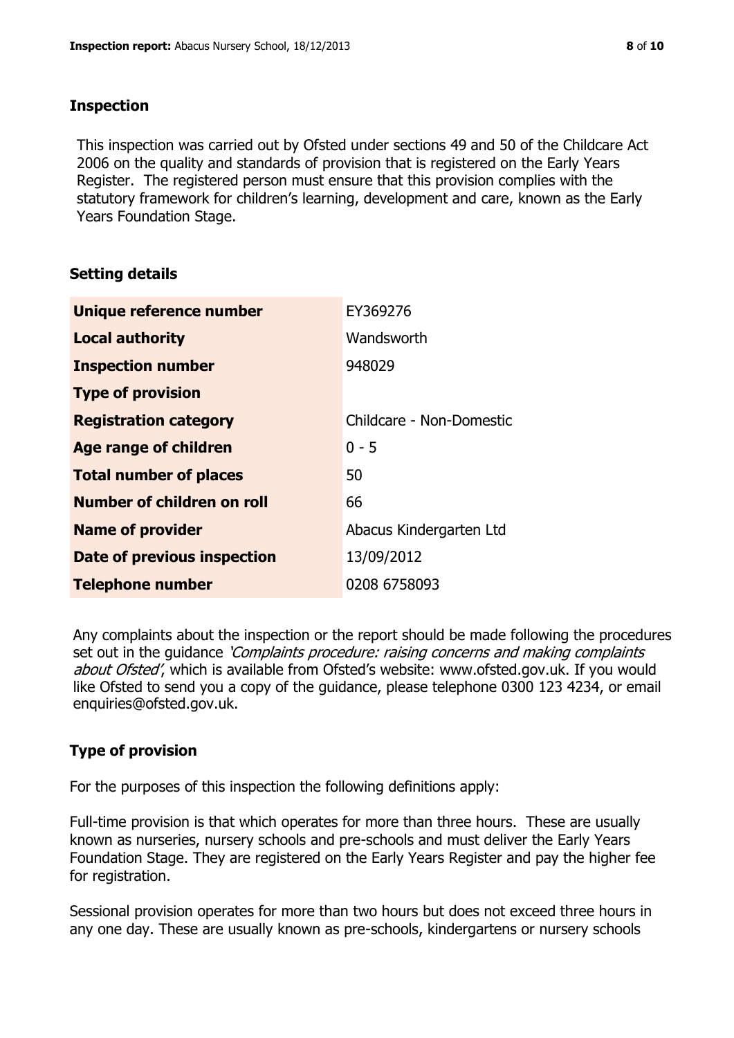## Inspection

This inspection was carried out by Ofsted under sections 49 and 50 of the Childcare Act 2006 on the quality and standards of provision that is registered on the Early Years Register. The registered person must ensure that this provision complies with the statutory framework for children's learning, development and care, known as the Early Years Foundation Stage.

## Setting details

| | |
|---|---|
| **Unique reference number** | EY369276 |
| **Local authority** | Wandsworth |
| **Inspection number** | 948029 |
| **Type of provision** | |
| **Registration category** | Childcare - Non-Domestic |
| **Age range of children** | 0 - 5 |
| **Total number of places** | 50 |
| **Number of children on roll** | 66 |
| **Name of provider** | Abacus Kindergarten Ltd |
| **Date of previous inspection** | 13/09/2012 |
| **Telephone number** | 0208 6758093 |

Any complaints about the inspection or the report should be made following the procedures set out in the guidance *'Complaints procedure: raising concerns and making complaints about Ofsted'*, which is available from Ofsted's website: www.ofsted.gov.uk. If you would like Ofsted to send you a copy of the guidance, please telephone 0300 123 4234, or email enquiries@ofsted.gov.uk.

## Type of provision

For the purposes of this inspection the following definitions apply:

Full-time provision is that which operates for more than three hours. These are usually known as nurseries, nursery schools and pre-schools and must deliver the Early Years Foundation Stage. They are registered on the Early Years Register and pay the higher fee for registration.

Sessional provision operates for more than two hours but does not exceed three hours in any one day. These are usually known as pre-schools, kindergartens or nursery schools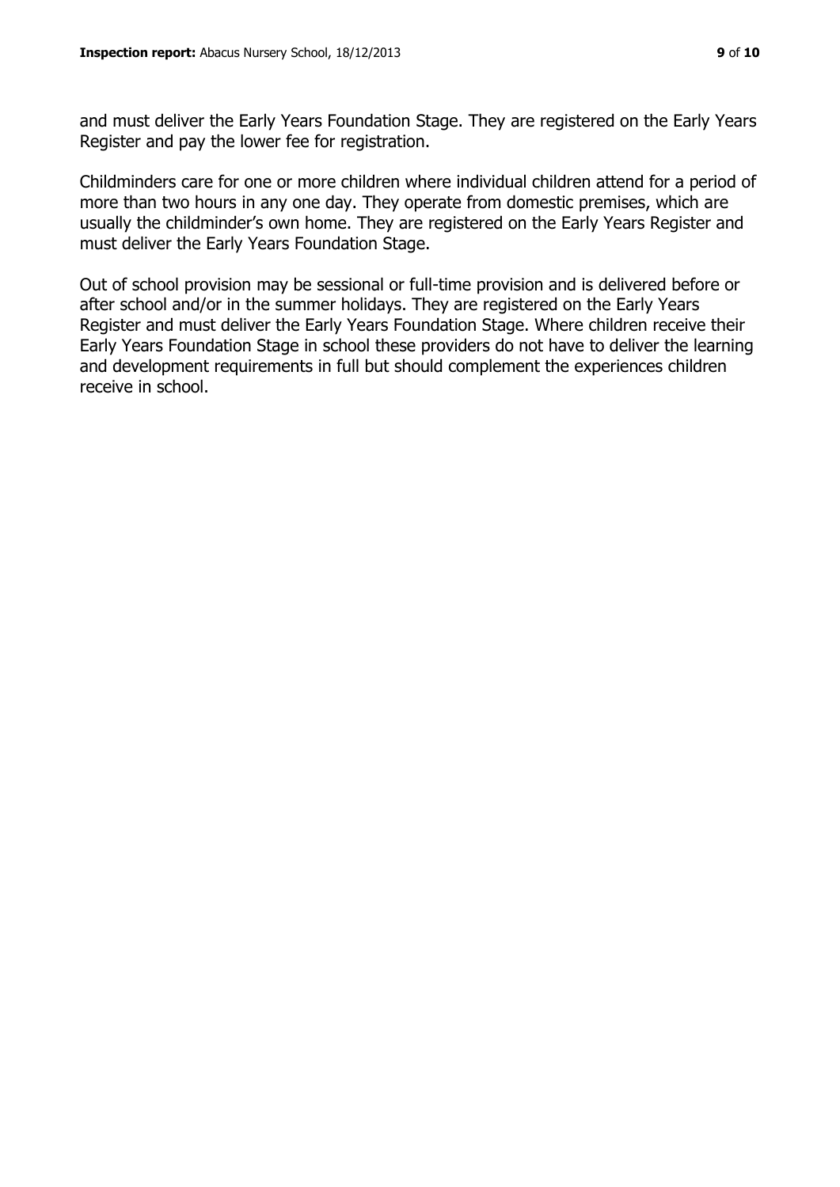and must deliver the Early Years Foundation Stage. They are registered on the Early Years Register and pay the lower fee for registration.

Childminders care for one or more children where individual children attend for a period of more than two hours in any one day. They operate from domestic premises, which are usually the childminder's own home. They are registered on the Early Years Register and must deliver the Early Years Foundation Stage.

Out of school provision may be sessional or full-time provision and is delivered before or after school and/or in the summer holidays. They are registered on the Early Years Register and must deliver the Early Years Foundation Stage. Where children receive their Early Years Foundation Stage in school these providers do not have to deliver the learning and development requirements in full but should complement the experiences children receive in school.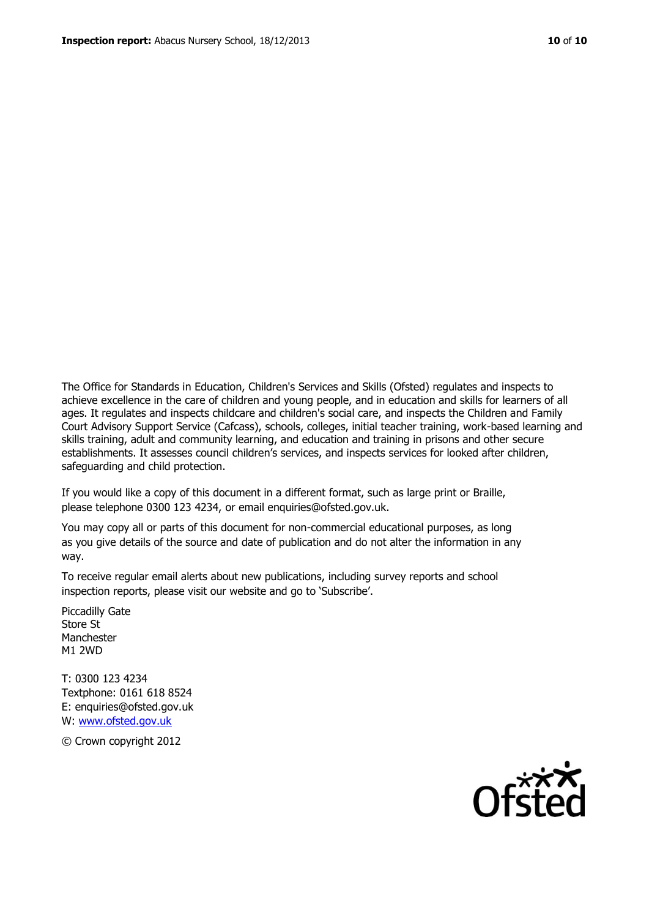The Office for Standards in Education, Children's Services and Skills (Ofsted) regulates and inspects to achieve excellence in the care of children and young people, and in education and skills for learners of all ages. It regulates and inspects childcare and children's social care, and inspects the Children and Family Court Advisory Support Service (Cafcass), schools, colleges, initial teacher training, work-based learning and skills training, adult and community learning, and education and training in prisons and other secure establishments. It assesses council children's services, and inspects services for looked after children, safeguarding and child protection.

If you would like a copy of this document in a different format, such as large print or Braille, please telephone 0300 123 4234, or email enquiries@ofsted.gov.uk.

You may copy all or parts of this document for non-commercial educational purposes, as long as you give details of the source and date of publication and do not alter the information in any way.

To receive regular email alerts about new publications, including survey reports and school inspection reports, please visit our website and go to 'Subscribe'.

Piccadilly Gate
Store St
Manchester
M1 2WD

T: 0300 123 4234
Textphone: 0161 618 8524
E: enquiries@ofsted.gov.uk
W: www.ofsted.gov.uk

© Crown copyright 2012

Ofsted